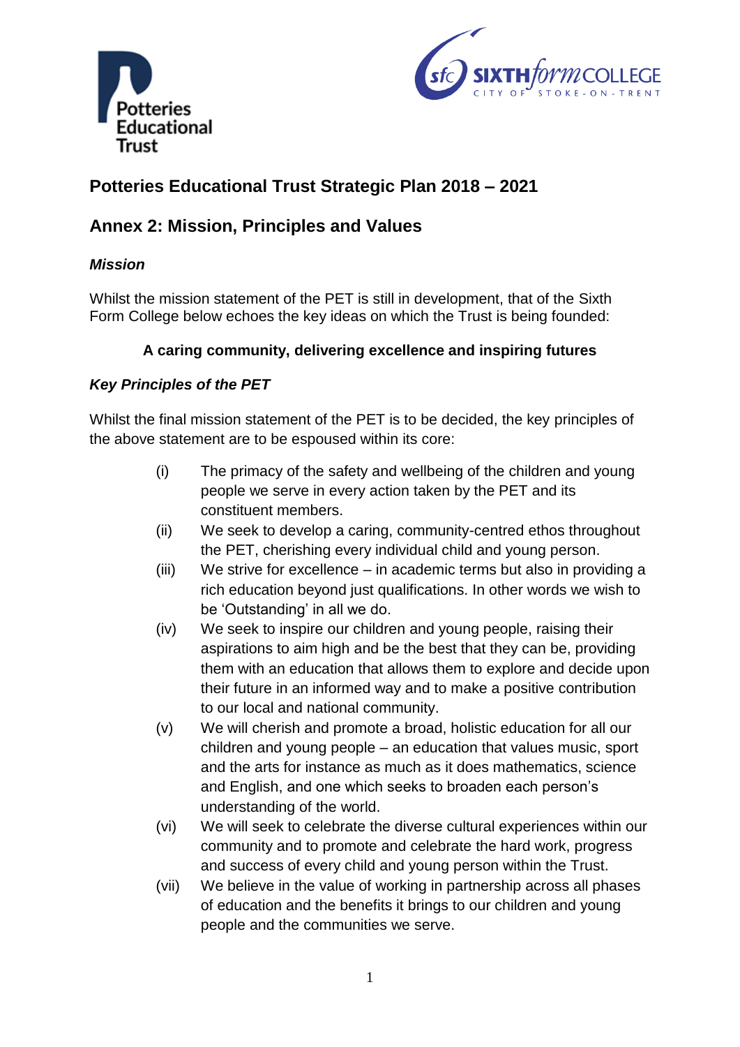# Potteries Educational Trust Strategic Plan 2018 – 2021

## Annex 2: Mission, Principles and Values

### *Mission*

Whilst the mission statement of the PET is still in development, that of the Sixth Form College below echoes the key ideas on which the Trust is being founded:

**A caring community, delivering excellence and inspiring futures**

### *Key Principles of the PET*

Whilst the final mission statement of the PET is to be decided, the key principles of the above statement are to be espoused within its core:

(i) The primacy of the safety and wellbeing of the children and young people we serve in every action taken by the PET and its constituent members.

(ii) We seek to develop a caring, community-centred ethos throughout the PET, cherishing every individual child and young person.

(iii) We strive for excellence – in academic terms but also in providing a rich education beyond just qualifications. In other words we wish to be 'Outstanding' in all we do.

(iv) We seek to inspire our children and young people, raising their aspirations to aim high and be the best that they can be, providing them with an education that allows them to explore and decide upon their future in an informed way and to make a positive contribution to our local and national community.

(v) We will cherish and promote a broad, holistic education for all our children and young people – an education that values music, sport and the arts for instance as much as it does mathematics, science and English, and one which seeks to broaden each person's understanding of the world.

(vi) We will seek to celebrate the diverse cultural experiences within our community and to promote and celebrate the hard work, progress and success of every child and young person within the Trust.

(vii) We believe in the value of working in partnership across all phases of education and the benefits it brings to our children and young people and the communities we serve.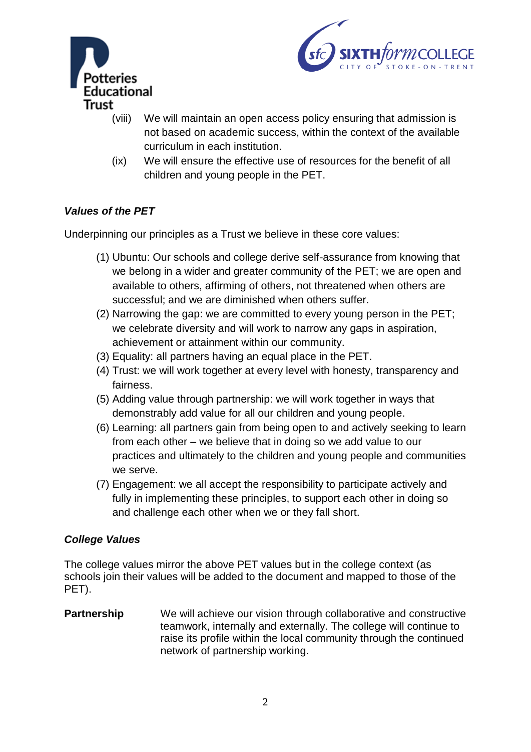(viii) We will maintain an open access policy ensuring that admission is not based on academic success, within the context of the available curriculum in each institution.

(ix) We will ensure the effective use of resources for the benefit of all children and young people in the PET.

***Values of the PET***

Underpinning our principles as a Trust we believe in these core values:

(1) Ubuntu: Our schools and college derive self-assurance from knowing that we belong in a wider and greater community of the PET; we are open and available to others, affirming of others, not threatened when others are successful; and we are diminished when others suffer.

(2) Narrowing the gap: we are committed to every young person in the PET; we celebrate diversity and will work to narrow any gaps in aspiration, achievement or attainment within our community.

(3) Equality: all partners having an equal place in the PET.

(4) Trust: we will work together at every level with honesty, transparency and fairness.

(5) Adding value through partnership: we will work together in ways that demonstrably add value for all our children and young people.

(6) Learning: all partners gain from being open to and actively seeking to learn from each other – we believe that in doing so we add value to our practices and ultimately to the children and young people and communities we serve.

(7) Engagement: we all accept the responsibility to participate actively and fully in implementing these principles, to support each other in doing so and challenge each other when we or they fall short.

***College Values***

The college values mirror the above PET values but in the college context (as schools join their values will be added to the document and mapped to those of the PET).

**Partnership** We will achieve our vision through collaborative and constructive teamwork, internally and externally. The college will continue to raise its profile within the local community through the continued network of partnership working.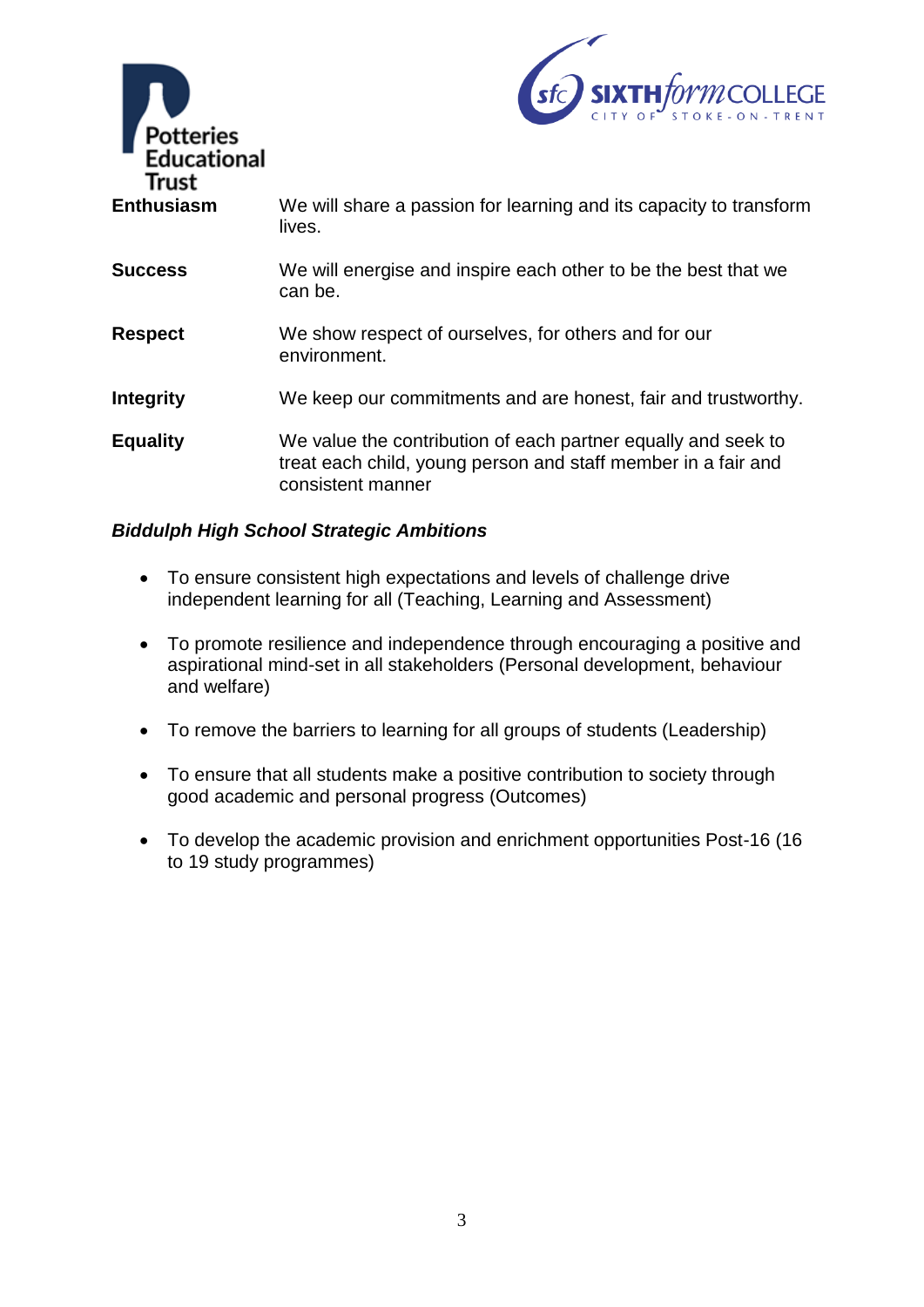Potteries Educational Trust

SIXTH form COLLEGE CITY OF STOKE-ON-TRENT

| | |
|---|---|
| **Enthusiasm** | We will share a passion for learning and its capacity to transform lives. |
| **Success** | We will energise and inspire each other to be the best that we can be. |
| **Respect** | We show respect of ourselves, for others and for our environment. |
| **Integrity** | We keep our commitments and are honest, fair and trustworthy. |
| **Equality** | We value the contribution of each partner equally and seek to treat each child, young person and staff member in a fair and consistent manner |

***Biddulph High School Strategic Ambitions***

- To ensure consistent high expectations and levels of challenge drive independent learning for all (Teaching, Learning and Assessment)
- To promote resilience and independence through encouraging a positive and aspirational mind-set in all stakeholders (Personal development, behaviour and welfare)
- To remove the barriers to learning for all groups of students (Leadership)
- To ensure that all students make a positive contribution to society through good academic and personal progress (Outcomes)
- To develop the academic provision and enrichment opportunities Post-16 (16 to 19 study programmes)